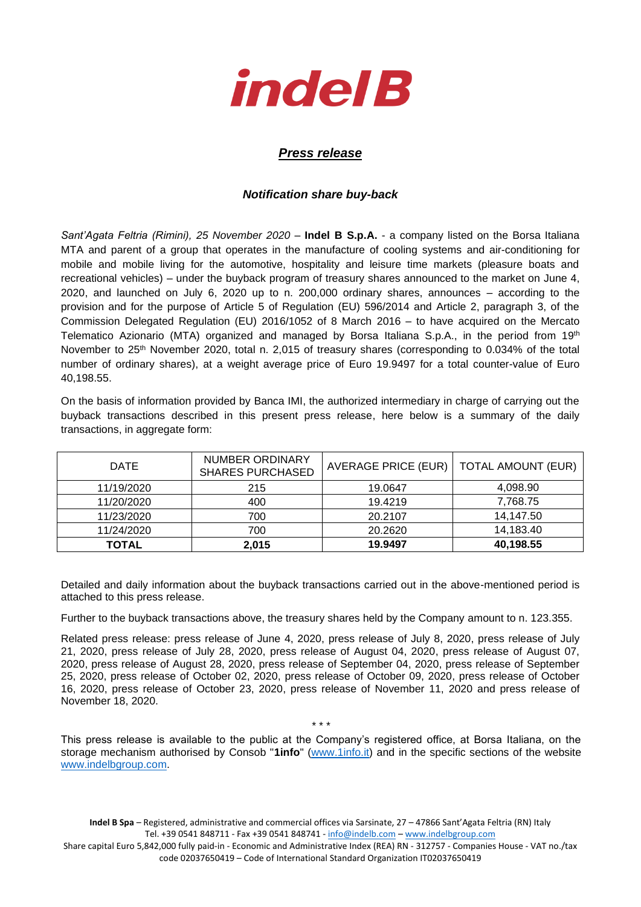indel B

## *Press release*

### *Notification share buy-back*

*Sant'Agata Feltria (Rimini), 25 November 2020* – **Indel B S.p.A.** - a company listed on the Borsa Italiana MTA and parent of a group that operates in the manufacture of cooling systems and air-conditioning for mobile and mobile living for the automotive, hospitality and leisure time markets (pleasure boats and recreational vehicles) – under the buyback program of treasury shares announced to the market on June 4, 2020, and launched on July 6, 2020 up to n. 200,000 ordinary shares, announces – according to the provision and for the purpose of Article 5 of Regulation (EU) 596/2014 and Article 2, paragraph 3, of the Commission Delegated Regulation (EU) 2016/1052 of 8 March 2016 – to have acquired on the Mercato Telematico Azionario (MTA) organized and managed by Borsa Italiana S.p.A., in the period from 19th November to 25th November 2020, total n. 2,015 of treasury shares (corresponding to 0.034% of the total number of ordinary shares), at a weight average price of Euro 19.9497 for a total counter-value of Euro 40,198.55.

On the basis of information provided by Banca IMI, the authorized intermediary in charge of carrying out the buyback transactions described in this present press release, here below is a summary of the daily transactions, in aggregate form:

| DATE | NUMBER ORDINARY SHARES PURCHASED | AVERAGE PRICE (EUR) | TOTAL AMOUNT (EUR) |
|---|---|---|---|
| 11/19/2020 | 215 | 19.0647 | 4,098.90 |
| 11/20/2020 | 400 | 19.4219 | 7,768.75 |
| 11/23/2020 | 700 | 20.2107 | 14,147.50 |
| 11/24/2020 | 700 | 20.2620 | 14,183.40 |
| **TOTAL** | **2,015** | **19.9497** | **40,198.55** |

Detailed and daily information about the buyback transactions carried out in the above-mentioned period is attached to this press release.

Further to the buyback transactions above, the treasury shares held by the Company amount to n. 123.355.

Related press release: press release of June 4, 2020, press release of July 8, 2020, press release of July 21, 2020, press release of July 28, 2020, press release of August 04, 2020, press release of August 07, 2020, press release of August 28, 2020, press release of September 04, 2020, press release of September 25, 2020, press release of October 02, 2020, press release of October 09, 2020, press release of October 16, 2020, press release of October 23, 2020, press release of November 11, 2020 and press release of November 18, 2020.

\* \* \*

This press release is available to the public at the Company's registered office, at Borsa Italiana, on the storage mechanism authorised by Consob "**1info**" (www.1info.it) and in the specific sections of the website www.indelbgroup.com.

**Indel B Spa** – Registered, administrative and commercial offices via Sarsinate, 27 – 47866 Sant'Agata Feltria (RN) Italy
Tel. +39 0541 848711 - Fax +39 0541 848741 - info@indelb.com – www.indelbgroup.com
Share capital Euro 5,842,000 fully paid-in - Economic and Administrative Index (REA) RN - 312757 - Companies House - VAT no./tax code 02037650419 – Code of International Standard Organization IT02037650419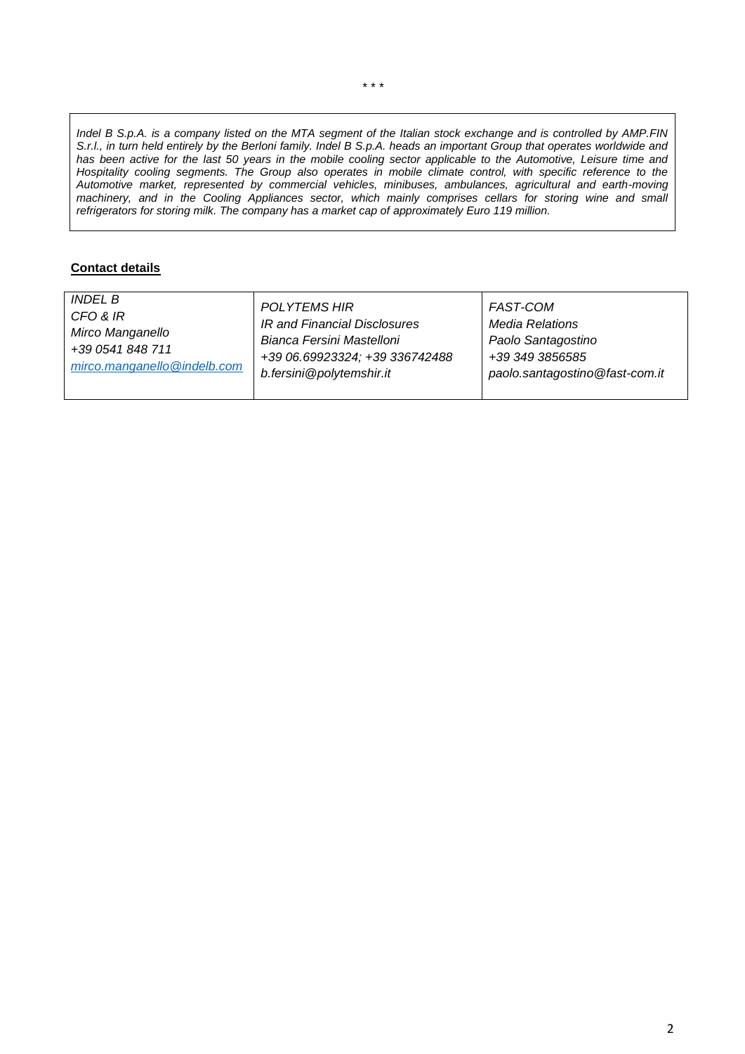\* \* \*

*Indel B S.p.A. is a company listed on the MTA segment of the Italian stock exchange and is controlled by AMP.FIN S.r.l., in turn held entirely by the Berloni family. Indel B S.p.A. heads an important Group that operates worldwide and has been active for the last 50 years in the mobile cooling sector applicable to the Automotive, Leisure time and Hospitality cooling segments. The Group also operates in mobile climate control, with specific reference to the Automotive market, represented by commercial vehicles, minibuses, ambulances, agricultural and earth-moving machinery, and in the Cooling Appliances sector, which mainly comprises cellars for storing wine and small refrigerators for storing milk. The company has a market cap of approximately Euro 119 million.*

**Contact details**

| *INDEL B*<br>*CFO & IR*<br>*Mirco Manganello*<br>*+39 0541 848 711*<br>*mirco.manganello@indelb.com* | *POLYTEMS HIR*<br>*IR and Financial Disclosures*<br>*Bianca Fersini Mastelloni*<br>*+39 06.69923324; +39 336742488*<br>*b.fersini@polytemshir.it* | *FAST-COM*<br>*Media Relations*<br>*Paolo Santagostino*<br>*+39 349 3856585*<br>*paolo.santagostino@fast-com.it* |
|---|---|---|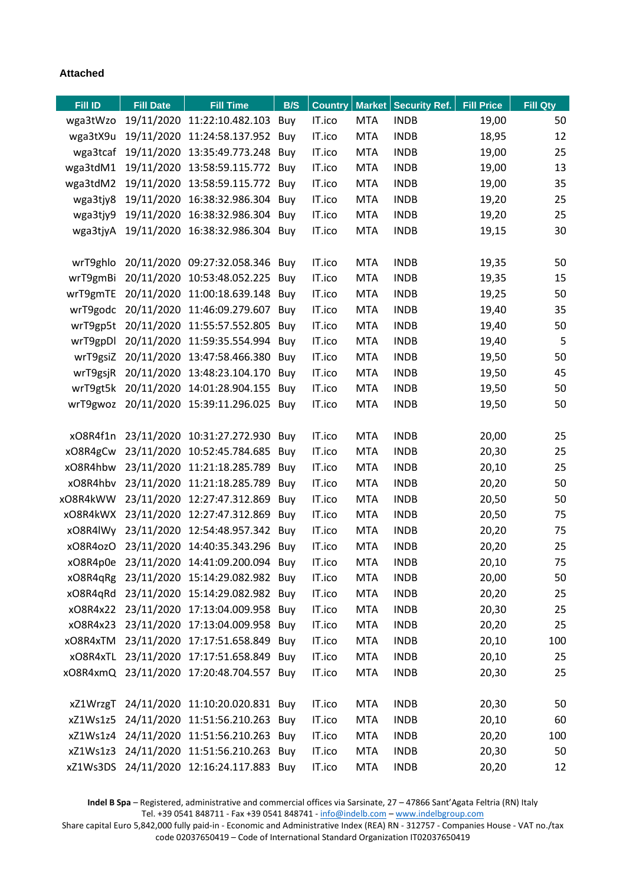**Attached**

| Fill ID | Fill Date | Fill Time | B/S | Country | Market | Security Ref. | Fill Price | Fill Qty |
|---|---|---|---|---|---|---|---|---|
| wga3tWzo | 19/11/2020 | 11:22:10.482.103 | Buy | IT.ico | MTA | INDB | 19,00 | 50 |
| wga3tX9u | 19/11/2020 | 11:24:58.137.952 | Buy | IT.ico | MTA | INDB | 18,95 | 12 |
| wga3tcaf | 19/11/2020 | 13:35:49.773.248 | Buy | IT.ico | MTA | INDB | 19,00 | 25 |
| wga3tdM1 | 19/11/2020 | 13:58:59.115.772 | Buy | IT.ico | MTA | INDB | 19,00 | 13 |
| wga3tdM2 | 19/11/2020 | 13:58:59.115.772 | Buy | IT.ico | MTA | INDB | 19,00 | 35 |
| wga3tjy8 | 19/11/2020 | 16:38:32.986.304 | Buy | IT.ico | MTA | INDB | 19,20 | 25 |
| wga3tjy9 | 19/11/2020 | 16:38:32.986.304 | Buy | IT.ico | MTA | INDB | 19,20 | 25 |
| wga3tjyA | 19/11/2020 | 16:38:32.986.304 | Buy | IT.ico | MTA | INDB | 19,15 | 30 |
| | | | | | | | | |
| wrT9ghlo | 20/11/2020 | 09:27:32.058.346 | Buy | IT.ico | MTA | INDB | 19,35 | 50 |
| wrT9gmBi | 20/11/2020 | 10:53:48.052.225 | Buy | IT.ico | MTA | INDB | 19,35 | 15 |
| wrT9gmTE | 20/11/2020 | 11:00:18.639.148 | Buy | IT.ico | MTA | INDB | 19,25 | 50 |
| wrT9godc | 20/11/2020 | 11:46:09.279.607 | Buy | IT.ico | MTA | INDB | 19,40 | 35 |
| wrT9gp5t | 20/11/2020 | 11:55:57.552.805 | Buy | IT.ico | MTA | INDB | 19,40 | 50 |
| wrT9gpDl | 20/11/2020 | 11:59:35.554.994 | Buy | IT.ico | MTA | INDB | 19,40 | 5 |
| wrT9gsiZ | 20/11/2020 | 13:47:58.466.380 | Buy | IT.ico | MTA | INDB | 19,50 | 50 |
| wrT9gsjR | 20/11/2020 | 13:48:23.104.170 | Buy | IT.ico | MTA | INDB | 19,50 | 45 |
| wrT9gt5k | 20/11/2020 | 14:01:28.904.155 | Buy | IT.ico | MTA | INDB | 19,50 | 50 |
| wrT9gwoz | 20/11/2020 | 15:39:11.296.025 | Buy | IT.ico | MTA | INDB | 19,50 | 50 |
| | | | | | | | | |
| xO8R4f1n | 23/11/2020 | 10:31:27.272.930 | Buy | IT.ico | MTA | INDB | 20,00 | 25 |
| xO8R4gCw | 23/11/2020 | 10:52:45.784.685 | Buy | IT.ico | MTA | INDB | 20,30 | 25 |
| xO8R4hbw | 23/11/2020 | 11:21:18.285.789 | Buy | IT.ico | MTA | INDB | 20,10 | 25 |
| xO8R4hbv | 23/11/2020 | 11:21:18.285.789 | Buy | IT.ico | MTA | INDB | 20,20 | 50 |
| xO8R4kWW | 23/11/2020 | 12:27:47.312.869 | Buy | IT.ico | MTA | INDB | 20,50 | 50 |
| xO8R4kWX | 23/11/2020 | 12:27:47.312.869 | Buy | IT.ico | MTA | INDB | 20,50 | 75 |
| xO8R4lWy | 23/11/2020 | 12:54:48.957.342 | Buy | IT.ico | MTA | INDB | 20,20 | 75 |
| xO8R4ozO | 23/11/2020 | 14:40:35.343.296 | Buy | IT.ico | MTA | INDB | 20,20 | 25 |
| xO8R4p0e | 23/11/2020 | 14:41:09.200.094 | Buy | IT.ico | MTA | INDB | 20,10 | 75 |
| xO8R4qRg | 23/11/2020 | 15:14:29.082.982 | Buy | IT.ico | MTA | INDB | 20,00 | 50 |
| xO8R4qRd | 23/11/2020 | 15:14:29.082.982 | Buy | IT.ico | MTA | INDB | 20,20 | 25 |
| xO8R4x22 | 23/11/2020 | 17:13:04.009.958 | Buy | IT.ico | MTA | INDB | 20,30 | 25 |
| xO8R4x23 | 23/11/2020 | 17:13:04.009.958 | Buy | IT.ico | MTA | INDB | 20,20 | 25 |
| xO8R4xTM | 23/11/2020 | 17:17:51.658.849 | Buy | IT.ico | MTA | INDB | 20,10 | 100 |
| xO8R4xTL | 23/11/2020 | 17:17:51.658.849 | Buy | IT.ico | MTA | INDB | 20,10 | 25 |
| xO8R4xmQ | 23/11/2020 | 17:20:48.704.557 | Buy | IT.ico | MTA | INDB | 20,30 | 25 |
| | | | | | | | | |
| xZ1WrzgT | 24/11/2020 | 11:10:20.020.831 | Buy | IT.ico | MTA | INDB | 20,30 | 50 |
| xZ1Ws1z5 | 24/11/2020 | 11:51:56.210.263 | Buy | IT.ico | MTA | INDB | 20,10 | 60 |
| xZ1Ws1z4 | 24/11/2020 | 11:51:56.210.263 | Buy | IT.ico | MTA | INDB | 20,20 | 100 |
| xZ1Ws1z3 | 24/11/2020 | 11:51:56.210.263 | Buy | IT.ico | MTA | INDB | 20,30 | 50 |
| xZ1Ws3DS | 24/11/2020 | 12:16:24.117.883 | Buy | IT.ico | MTA | INDB | 20,20 | 12 |

**Indel B Spa** – Registered, administrative and commercial offices via Sarsinate, 27 – 47866 Sant'Agata Feltria (RN) Italy
Tel. +39 0541 848711 - Fax +39 0541 848741 - info@indelb.com – www.indelbgroup.com
Share capital Euro 5,842,000 fully paid-in - Economic and Administrative Index (REA) RN - 312757 - Companies House - VAT no./tax code 02037650419 – Code of International Standard Organization IT02037650419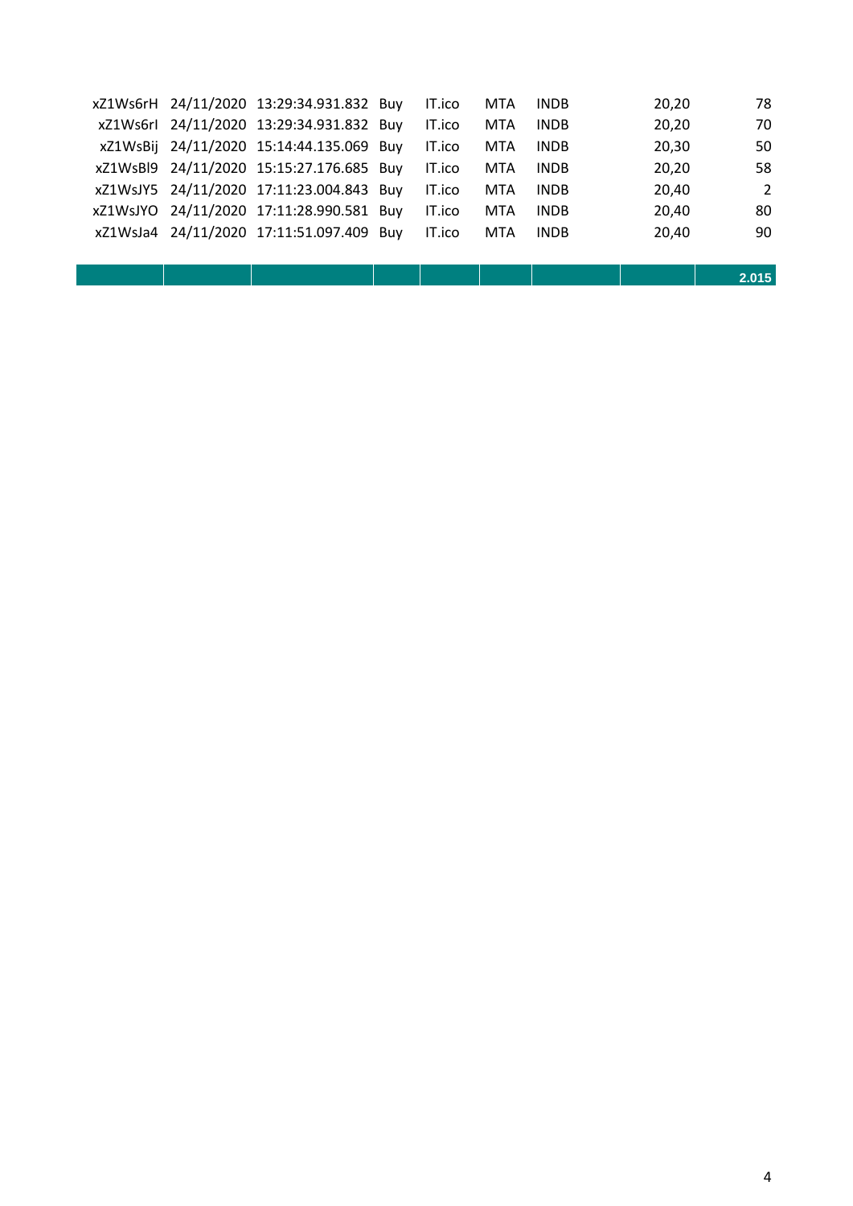| | | | | | | | | |
|---|---|---|---|---|---|---|---|---|
| xZ1Ws6rH | 24/11/2020 | 13:29:34.931.832 | Buy | IT.ico | MTA | INDB | 20,20 | 78 |
| xZ1Ws6rI | 24/11/2020 | 13:29:34.931.832 | Buy | IT.ico | MTA | INDB | 20,20 | 70 |
| xZ1WsBij | 24/11/2020 | 15:14:44.135.069 | Buy | IT.ico | MTA | INDB | 20,30 | 50 |
| xZ1WsBl9 | 24/11/2020 | 15:15:27.176.685 | Buy | IT.ico | MTA | INDB | 20,20 | 58 |
| xZ1WsJY5 | 24/11/2020 | 17:11:23.004.843 | Buy | IT.ico | MTA | INDB | 20,40 | 2 |
| xZ1WsJYO | 24/11/2020 | 17:11:28.990.581 | Buy | IT.ico | MTA | INDB | 20,40 | 80 |
| xZ1WsJa4 | 24/11/2020 | 17:11:51.097.409 | Buy | IT.ico | MTA | INDB | 20,40 | 90 |
| | | | | | | | | **2.015** |